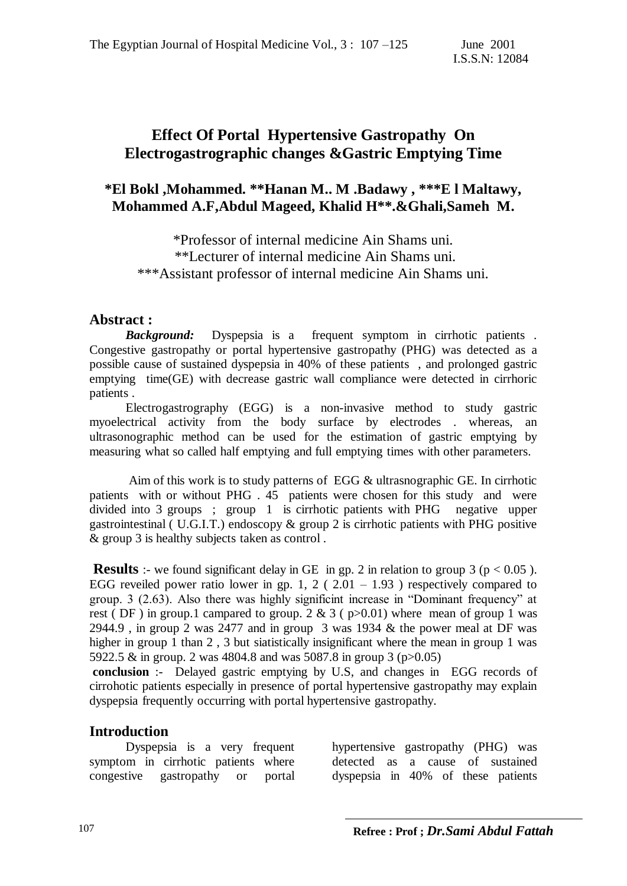# Effect Of Portal Hypertensive Gastropathy On Electrogastrographic changes &Gastric Emptying Time

**\*El Bokl ,Mohammed. \*\*Hanan M.. M .Badawy , \*\*\*E l Maltawy, Mohammed A.F,Abdul Mageed, Khalid H\*\*.&Ghali,Sameh M.**

\*Professor of internal medicine Ain Shams uni.
\*\*Lecturer of internal medicine Ain Shams uni.
\*\*\*Assistant professor of internal medicine Ain Shams uni.

## Abstract :

***Background:*** Dyspepsia is a frequent symptom in cirrhotic patients . Congestive gastropathy or portal hypertensive gastropathy (PHG) was detected as a possible cause of sustained dyspepsia in 40% of these patients , and prolonged gastric emptying time(GE) with decrease gastric wall compliance were detected in cirrhoric patients .

Electrogastrography (EGG) is a non-invasive method to study gastric myoelectrical activity from the body surface by electrodes . whereas, an ultrasonographic method can be used for the estimation of gastric emptying by measuring what so called half emptying and full emptying times with other parameters.

Aim of this work is to study patterns of EGG & ultrasnographic GE. In cirrhotic patients with or without PHG . 45 patients were chosen for this study and were divided into 3 groups ; group 1 is cirrhotic patients with PHG negative upper gastrointestinal ( U.G.I.T.) endoscopy & group 2 is cirrhotic patients with PHG positive & group 3 is healthy subjects taken as control .

**Results** :- we found significant delay in GE in gp. 2 in relation to group 3 ($p < 0.05$ ). EGG reveiled power ratio lower in gp. 1, 2 ( 2.01 – 1.93 ) respectively compared to group. 3 (2.63). Also there was highly significint increase in "Dominant frequency" at rest ( DF ) in group.1 campared to group. 2 & 3 ( $p>0.01$) where mean of group 1 was 2944.9 , in group 2 was 2477 and in group 3 was 1934 & the power meal at DF was higher in group 1 than 2 , 3 but siatistically insignificant where the mean in group 1 was 5922.5 & in group. 2 was 4804.8 and was 5087.8 in group 3 ($p>0.05$)

**conclusion** :- Delayed gastric emptying by U.S, and changes in EGG records of cirrohotic patients especially in presence of portal hypertensive gastropathy may explain dyspepsia frequently occurring with portal hypertensive gastropathy.

## Introduction

Dyspepsia is a very frequent symptom in cirrhotic patients where congestive gastropathy or portal hypertensive gastropathy (PHG) was detected as a cause of sustained dyspepsia in 40% of these patients

Refree : Prof ; *Dr.Sami Abdul Fattah*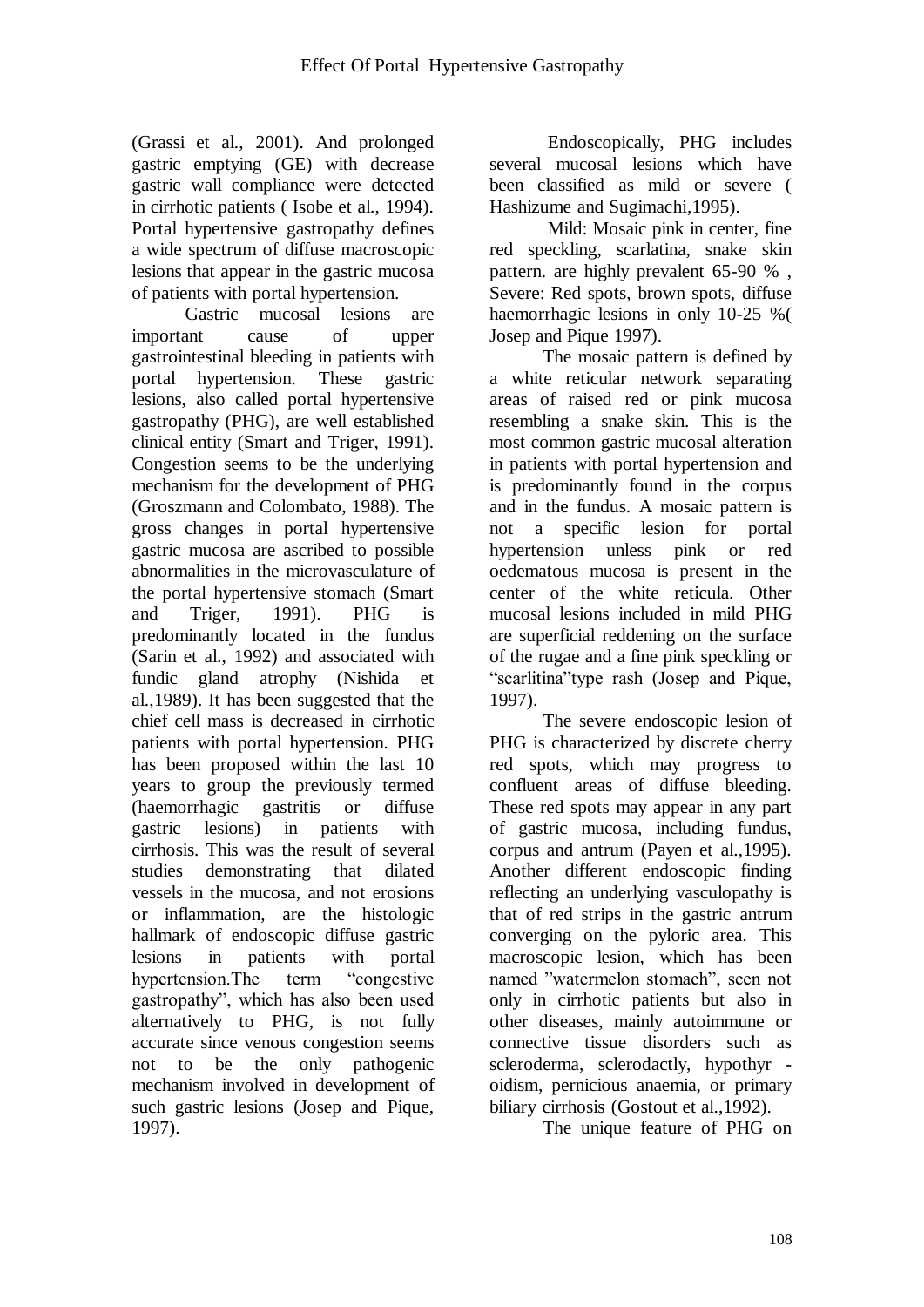(Grassi et al., 2001). And prolonged gastric emptying (GE) with decrease gastric wall compliance were detected in cirrhotic patients ( Isobe et al., 1994). Portal hypertensive gastropathy defines a wide spectrum of diffuse macroscopic lesions that appear in the gastric mucosa of patients with portal hypertension.

Gastric mucosal lesions are important cause of upper gastrointestinal bleeding in patients with portal hypertension. These gastric lesions, also called portal hypertensive gastropathy (PHG), are well established clinical entity (Smart and Triger, 1991). Congestion seems to be the underlying mechanism for the development of PHG (Groszmann and Colombato, 1988). The gross changes in portal hypertensive gastric mucosa are ascribed to possible abnormalities in the microvasculature of the portal hypertensive stomach (Smart and Triger, 1991). PHG is predominantly located in the fundus (Sarin et al., 1992) and associated with fundic gland atrophy (Nishida et al.,1989). It has been suggested that the chief cell mass is decreased in cirrhotic patients with portal hypertension. PHG has been proposed within the last 10 years to group the previously termed (haemorrhagic gastritis or diffuse gastric lesions) in patients with cirrhosis. This was the result of several studies demonstrating that dilated vessels in the mucosa, and not erosions or inflammation, are the histologic hallmark of endoscopic diffuse gastric lesions in patients with portal hypertension.The term "congestive gastropathy", which has also been used alternatively to PHG, is not fully accurate since venous congestion seems not to be the only pathogenic mechanism involved in development of such gastric lesions (Josep and Pique, 1997).

Endoscopically, PHG includes several mucosal lesions which have been classified as mild or severe ( Hashizume and Sugimachi,1995).

Mild: Mosaic pink in center, fine red speckling, scarlatina, snake skin pattern. are highly prevalent 65-90 % , Severe: Red spots, brown spots, diffuse haemorrhagic lesions in only 10-25 %( Josep and Pique 1997).

The mosaic pattern is defined by a white reticular network separating areas of raised red or pink mucosa resembling a snake skin. This is the most common gastric mucosal alteration in patients with portal hypertension and is predominantly found in the corpus and in the fundus. A mosaic pattern is not a specific lesion for portal hypertension unless pink or red oedematous mucosa is present in the center of the white reticula. Other mucosal lesions included in mild PHG are superficial reddening on the surface of the rugae and a fine pink speckling or "scarlitina"type rash (Josep and Pique, 1997).

The severe endoscopic lesion of PHG is characterized by discrete cherry red spots, which may progress to confluent areas of diffuse bleeding. These red spots may appear in any part of gastric mucosa, including fundus, corpus and antrum (Payen et al.,1995). Another different endoscopic finding reflecting an underlying vasculopathy is that of red strips in the gastric antrum converging on the pyloric area. This macroscopic lesion, which has been named "watermelon stomach", seen not only in cirrhotic patients but also in other diseases, mainly autoimmune or connective tissue disorders such as scleroderma, sclerodactly, hypothyr - oidism, pernicious anaemia, or primary biliary cirrhosis (Gostout et al.,1992).

The unique feature of PHG on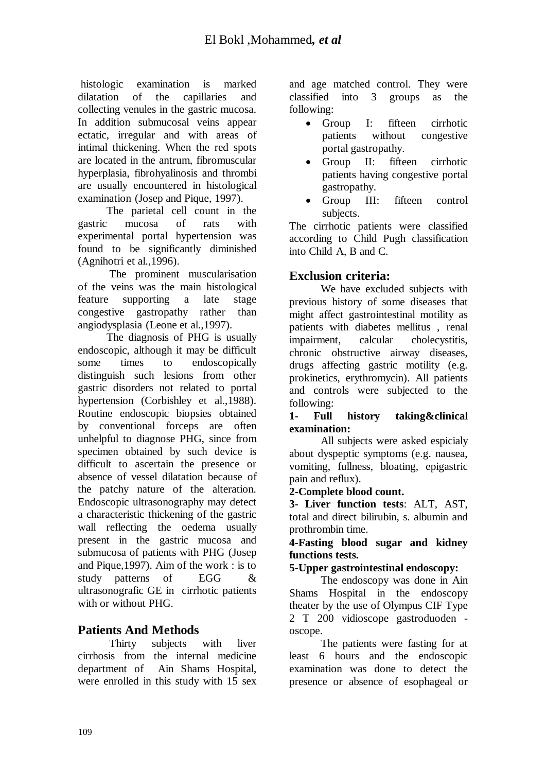histologic examination is marked dilatation of the capillaries and collecting venules in the gastric mucosa. In addition submucosal veins appear ectatic, irregular and with areas of intimal thickening. When the red spots are located in the antrum, fibromuscular hyperplasia, fibrohyalinosis and thrombi are usually encountered in histological examination (Josep and Pique, 1997).

The parietal cell count in the gastric mucosa of rats with experimental portal hypertension was found to be significantly diminished (Agnihotri et al.,1996).

The prominent muscularisation of the veins was the main histological feature supporting a late stage congestive gastropathy rather than angiodysplasia (Leone et al.,1997).

The diagnosis of PHG is usually endoscopic, although it may be difficult some times to endoscopically distinguish such lesions from other gastric disorders not related to portal hypertension (Corbishley et al.,1988). Routine endoscopic biopsies obtained by conventional forceps are often unhelpful to diagnose PHG, since from specimen obtained by such device is difficult to ascertain the presence or absence of vessel dilatation because of the patchy nature of the alteration. Endoscopic ultrasonography may detect a characteristic thickening of the gastric wall reflecting the oedema usually present in the gastric mucosa and submucosa of patients with PHG (Josep and Pique,1997). Aim of the work : is to study patterns of EGG & ultrasonografic GE in cirrhotic patients with or without PHG.

## Patients And Methods

Thirty subjects with liver cirrhosis from the internal medicine department of Ain Shams Hospital, were enrolled in this study with 15 sex and age matched control. They were classified into 3 groups as the following:

- Group I: fifteen cirrhotic patients without congestive portal gastropathy.
- Group II: fifteen cirrhotic patients having congestive portal gastropathy.
- Group III: fifteen control subjects.

The cirrhotic patients were classified according to Child Pugh classification into Child A, B and C.

## Exclusion criteria:

We have excluded subjects with previous history of some diseases that might affect gastrointestinal motility as patients with diabetes mellitus , renal impairment, calcular cholecystitis, chronic obstructive airway diseases, drugs affecting gastric motility (e.g. prokinetics, erythromycin). All patients and controls were subjected to the following:

**1- Full history taking&clinical examination:**

All subjects were asked espicialy about dyspeptic symptoms (e.g. nausea, vomiting, fullness, bloating, epigastric pain and reflux).

**2-Complete blood count.**

**3- Liver function tests**: ALT, AST, total and direct bilirubin, s. albumin and prothrombin time.

**4-Fasting blood sugar and kidney functions tests.**

**5-Upper gastrointestinal endoscopy:**

The endoscopy was done in Ain Shams Hospital in the endoscopy theater by the use of Olympus CIF Type 2 T 200 vidioscope gastroduoden -oscope.

The patients were fasting for at least 6 hours and the endoscopic examination was done to detect the presence or absence of esophageal or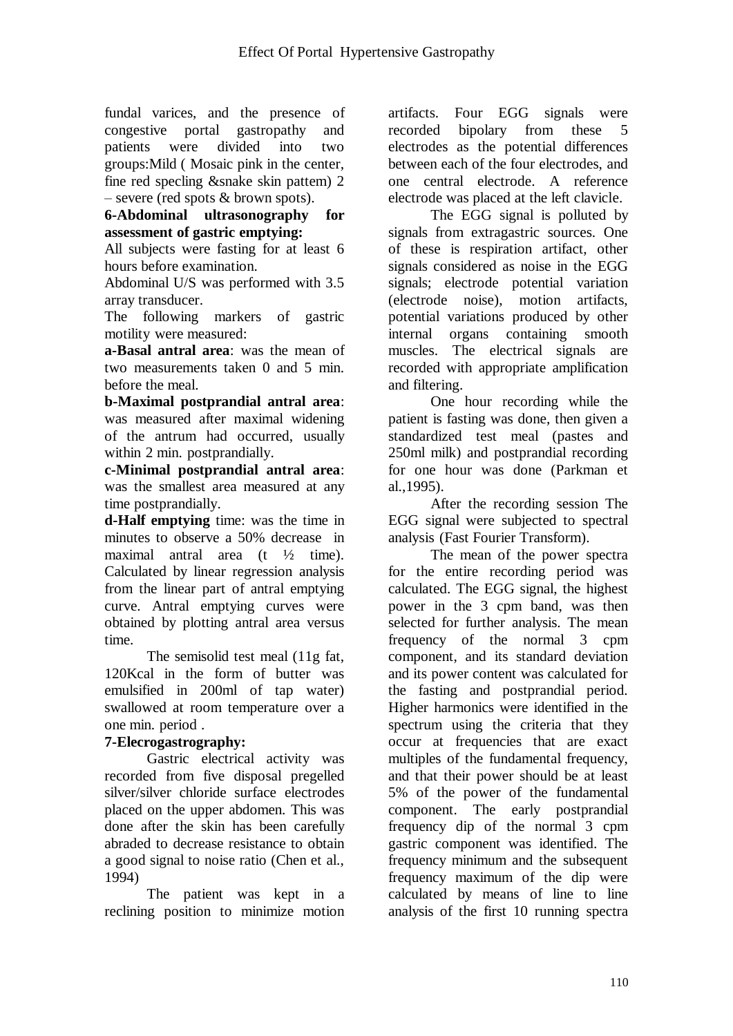fundal varices, and the presence of congestive portal gastropathy and patients were divided into two groups:Mild ( Mosaic pink in the center, fine red specling &snake skin pattem) 2 – severe (red spots & brown spots).

**6-Abdominal ultrasonography for assessment of gastric emptying:**

All subjects were fasting for at least 6 hours before examination.

Abdominal U/S was performed with 3.5 array transducer.

The following markers of gastric motility were measured:

**a-Basal antral area**: was the mean of two measurements taken 0 and 5 min. before the meal.

**b-Maximal postprandial antral area**: was measured after maximal widening of the antrum had occurred, usually within 2 min. postprandially.

**c-Minimal postprandial antral area**: was the smallest area measured at any time postprandially.

**d-Half emptying** time: was the time in minutes to observe a 50% decrease in maximal antral area (t ½ time). Calculated by linear regression analysis from the linear part of antral emptying curve. Antral emptying curves were obtained by plotting antral area versus time.

The semisolid test meal (11g fat, 120Kcal in the form of butter was emulsified in 200ml of tap water) swallowed at room temperature over a one min. period .

**7-Elecrogastrography:**

Gastric electrical activity was recorded from five disposal pregelled silver/silver chloride surface electrodes placed on the upper abdomen. This was done after the skin has been carefully abraded to decrease resistance to obtain a good signal to noise ratio (Chen et al., 1994)

The patient was kept in a reclining position to minimize motion artifacts. Four EGG signals were recorded bipolary from these 5 electrodes as the potential differences between each of the four electrodes, and one central electrode. A reference electrode was placed at the left clavicle.

The EGG signal is polluted by signals from extragastric sources. One of these is respiration artifact, other signals considered as noise in the EGG signals; electrode potential variation (electrode noise), motion artifacts, potential variations produced by other internal organs containing smooth muscles. The electrical signals are recorded with appropriate amplification and filtering.

One hour recording while the patient is fasting was done, then given a standardized test meal (pastes and 250ml milk) and postprandial recording for one hour was done (Parkman et al.,1995).

After the recording session The EGG signal were subjected to spectral analysis (Fast Fourier Transform).

The mean of the power spectra for the entire recording period was calculated. The EGG signal, the highest power in the 3 cpm band, was then selected for further analysis. The mean frequency of the normal 3 cpm component, and its standard deviation and its power content was calculated for the fasting and postprandial period. Higher harmonics were identified in the spectrum using the criteria that they occur at frequencies that are exact multiples of the fundamental frequency, and that their power should be at least 5% of the power of the fundamental component. The early postprandial frequency dip of the normal 3 cpm gastric component was identified. The frequency minimum and the subsequent frequency maximum of the dip were calculated by means of line to line analysis of the first 10 running spectra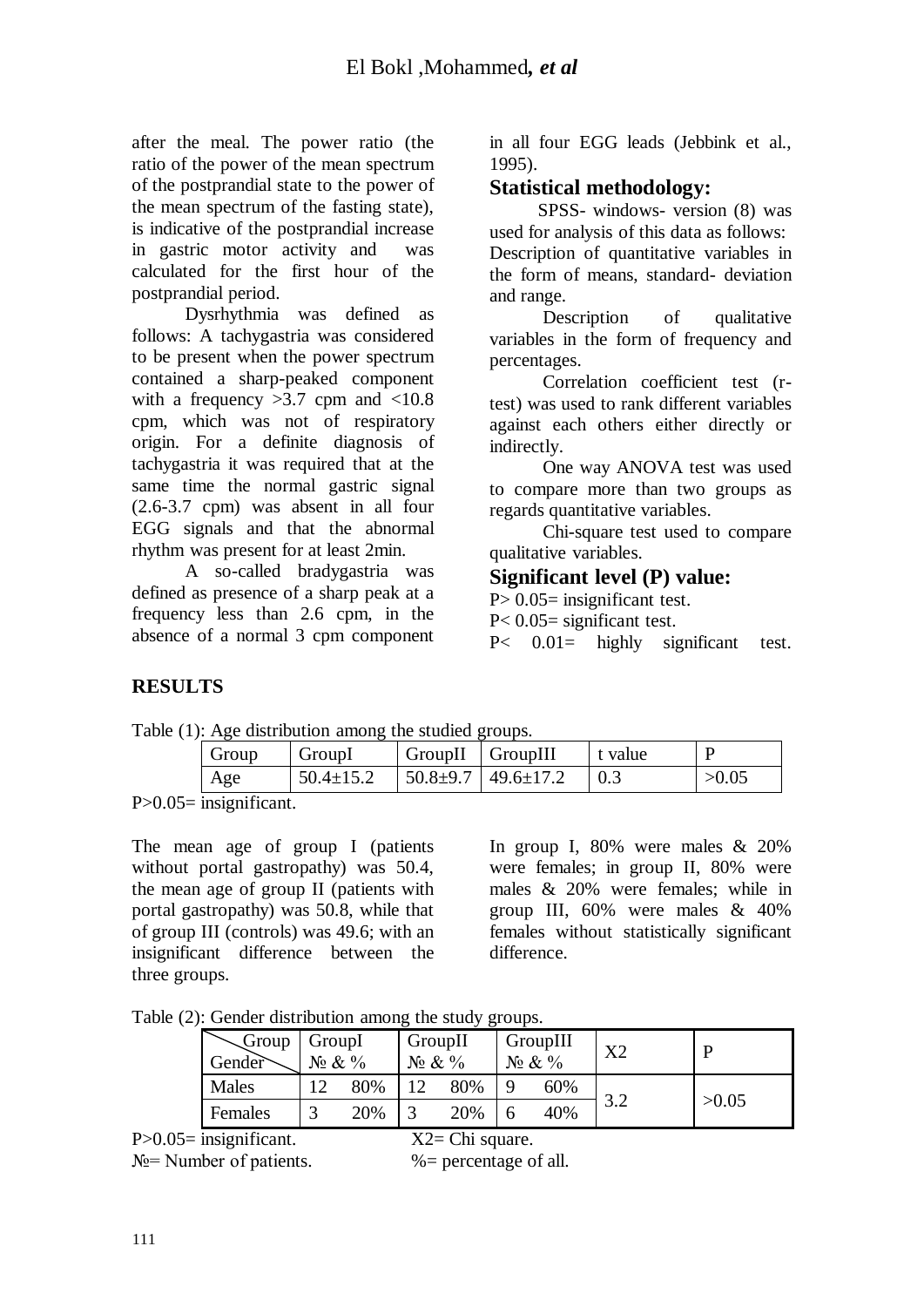after the meal. The power ratio (the ratio of the power of the mean spectrum of the postprandial state to the power of the mean spectrum of the fasting state), is indicative of the postprandial increase in gastric motor activity and was calculated for the first hour of the postprandial period.

Dysrhythmia was defined as follows: A tachygastria was considered to be present when the power spectrum contained a sharp-peaked component with a frequency >3.7 cpm and <10.8 cpm, which was not of respiratory origin. For a definite diagnosis of tachygastria it was required that at the same time the normal gastric signal (2.6-3.7 cpm) was absent in all four EGG signals and that the abnormal rhythm was present for at least 2min.

A so-called bradygastria was defined as presence of a sharp peak at a frequency less than 2.6 cpm, in the absence of a normal 3 cpm component in all four EGG leads (Jebbink et al., 1995).

## Statistical methodology:

SPSS- windows- version (8) was used for analysis of this data as follows:
Description of quantitative variables in the form of means, standard- deviation and range.

Description of qualitative variables in the form of frequency and percentages.

Correlation coefficient test (r-test) was used to rank different variables against each others either directly or indirectly.

One way ANOVA test was used to compare more than two groups as regards quantitative variables.

Chi-square test used to compare qualitative variables.

## Significant level (P) value:

P> 0.05= insignificant test.
P< 0.05= significant test.
P< 0.01= highly significant test.

## RESULTS

Table (1): Age distribution among the studied groups.

| Group | GroupI | GroupII | GroupIII | t value | P |
|---|---|---|---|---|---|
| Age | 50.4±15.2 | 50.8±9.7 | 49.6±17.2 | 0.3 | >0.05 |

P>0.05= insignificant.

The mean age of group I (patients without portal gastropathy) was 50.4, the mean age of group II (patients with portal gastropathy) was 50.8, while that of group III (controls) was 49.6; with an insignificant difference between the three groups.

In group I, 80% were males & 20% were females; in group II, 80% were males & 20% were females; while in group III, 60% were males & 40% females without statistically significant difference.

Table (2): Gender distribution among the study groups.

| Gender \ Group | GroupI № | GroupI % | GroupII № | GroupII % | GroupIII № | GroupIII % | X2 | P |
|---|---|---|---|---|---|---|---|---|
| Males | 12 | 80% | 12 | 80% | 9 | 60% | 3.2 | >0.05 |
| Females | 3 | 20% | 3 | 20% | 6 | 40% | | |

P>0.05= insignificant. X2= Chi square.
№= Number of patients. %= percentage of all.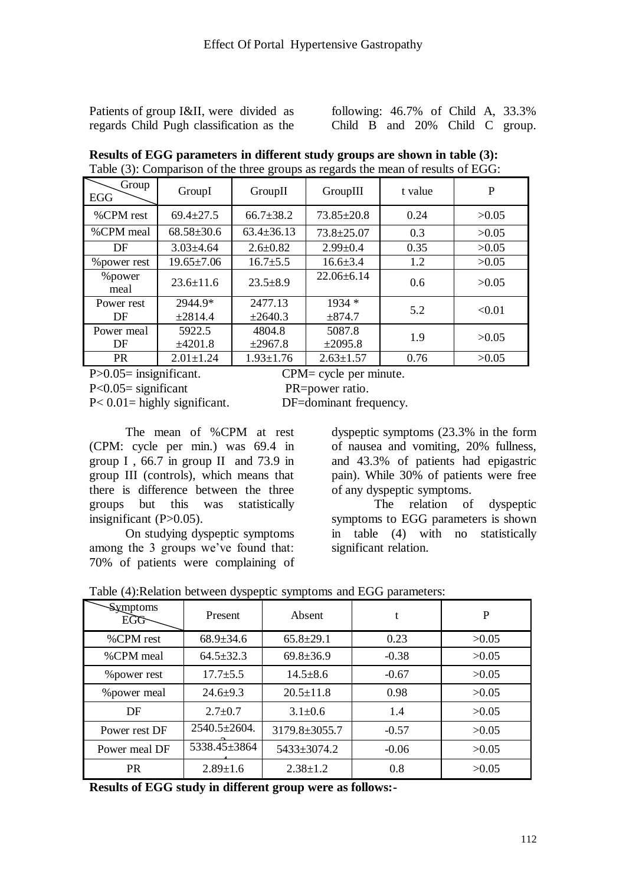Patients of group I&II, were divided as regards Child Pugh classification as the following: 46.7% of Child A, 33.3% Child B and 20% Child C group.

**Results of EGG parameters in different study groups are shown in table (3):**

Table (3): Comparison of the three groups as regards the mean of results of EGG:

| Group / EGG | GroupI | GroupII | GroupIII | t value | P |
|---|---|---|---|---|---|
| %CPM rest | 69.4±27.5 | 66.7±38.2 | 73.85±20.8 | 0.24 | >0.05 |
| %CPM meal | 68.58±30.6 | 63.4±36.13 | 73.8±25.07 | 0.3 | >0.05 |
| DF | 3.03±4.64 | 2.6±0.82 | 2.99±0.4 | 0.35 | >0.05 |
| %power rest | 19.65±7.06 | 16.7±5.5 | 16.6±3.4 | 1.2 | >0.05 |
| %power meal | 23.6±11.6 | 23.5±8.9 | 22.06±6.14 | 0.6 | >0.05 |
| Power rest DF | 2944.9* ±2814.4 | 2477.13 ±2640.3 | 1934 * ±874.7 | 5.2 | <0.01 |
| Power meal DF | 5922.5 ±4201.8 | 4804.8 ±2967.8 | 5087.8 ±2095.8 | 1.9 | >0.05 |
| PR | 2.01±1.24 | 1.93±1.76 | 2.63±1.57 | 0.76 | >0.05 |

P>0.05= insignificant.
P<0.05= significant
P< 0.01= highly significant.

CPM= cycle per minute.
PR=power ratio.
DF=dominant frequency.

The mean of %CPM at rest (CPM: cycle per min.) was 69.4 in group I , 66.7 in group II and 73.9 in group III (controls), which means that there is difference between the three groups but this was statistically insignificant (P>0.05).

On studying dyspeptic symptoms among the 3 groups we've found that: 70% of patients were complaining of dyspeptic symptoms (23.3% in the form of nausea and vomiting, 20% fullness, and 43.3% of patients had epigastric pain). While 30% of patients were free of any dyspeptic symptoms.

The relation of dyspeptic symptoms to EGG parameters is shown in table (4) with no statistically significant relation.

Table (4):Relation between dyspeptic symptoms and EGG parameters:

| Symptoms / EGG | Present | Absent | t | P |
|---|---|---|---|---|
| %CPM rest | 68.9±34.6 | 65.8±29.1 | 0.23 | >0.05 |
| %CPM meal | 64.5±32.3 | 69.8±36.9 | -0.38 | >0.05 |
| %power rest | 17.7±5.5 | 14.5±8.6 | -0.67 | >0.05 |
| %power meal | 24.6±9.3 | 20.5±11.8 | 0.98 | >0.05 |
| DF | 2.7±0.7 | 3.1±0.6 | 1.4 | >0.05 |
| Power rest DF | 2540.5±2604.3 | 3179.8±3055.7 | -0.57 | >0.05 |
| Power meal DF | 5338.45±3864.4 | 5433±3074.2 | -0.06 | >0.05 |
| PR | 2.89±1.6 | 2.38±1.2 | 0.8 | >0.05 |

**Results of EGG study in different group were as follows:-**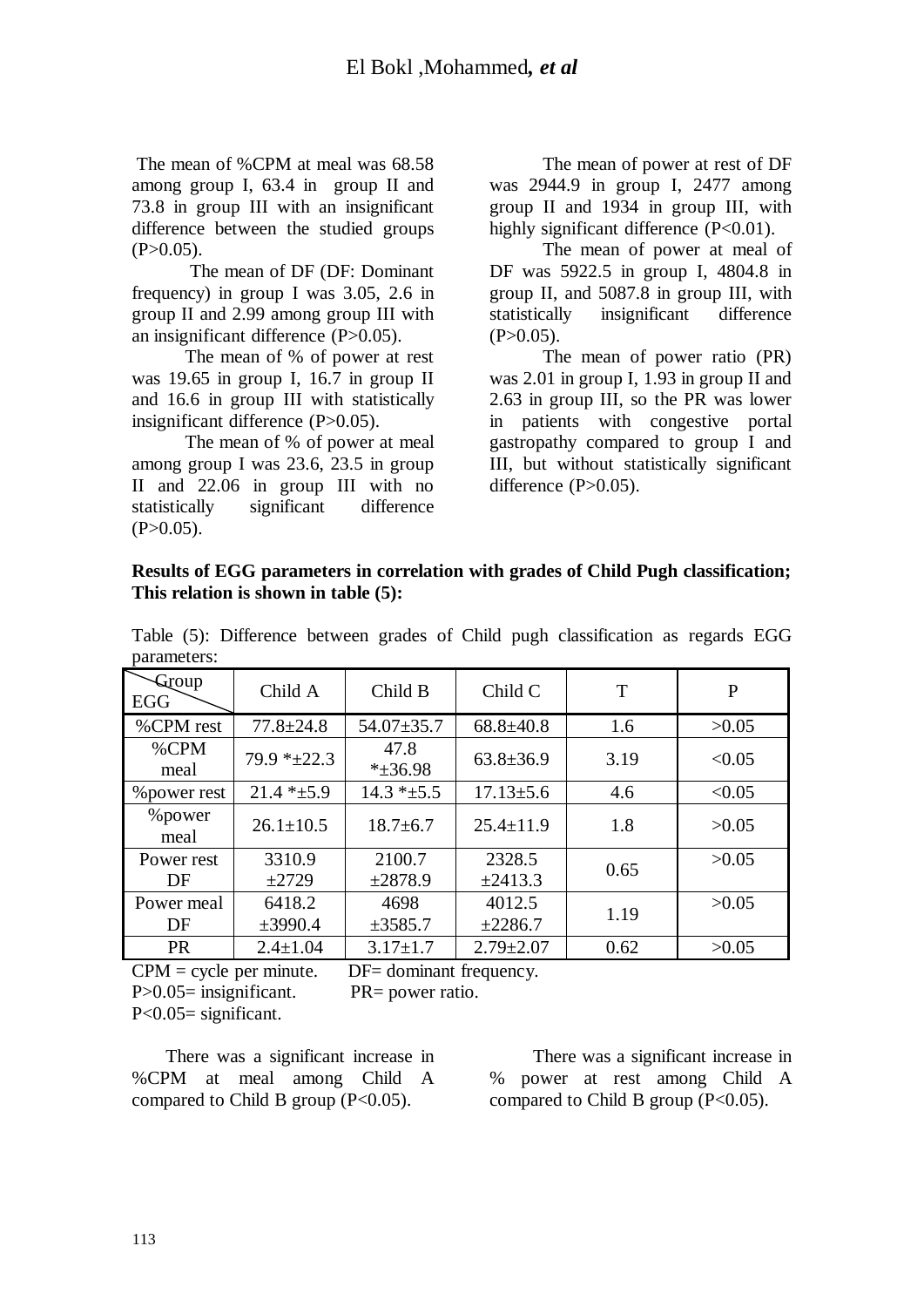The mean of %CPM at meal was 68.58 among group I, 63.4 in group II and 73.8 in group III with an insignificant difference between the studied groups (P>0.05).

The mean of DF (DF: Dominant frequency) in group I was 3.05, 2.6 in group II and 2.99 among group III with an insignificant difference (P>0.05).

The mean of % of power at rest was 19.65 in group I, 16.7 in group II and 16.6 in group III with statistically insignificant difference (P>0.05).

The mean of % of power at meal among group I was 23.6, 23.5 in group II and 22.06 in group III with no statistically significant difference (P>0.05).

The mean of power at rest of DF was 2944.9 in group I, 2477 among group II and 1934 in group III, with highly significant difference (P<0.01).

The mean of power at meal of DF was 5922.5 in group I, 4804.8 in group II, and 5087.8 in group III, with statistically insignificant difference (P>0.05).

The mean of power ratio (PR) was 2.01 in group I, 1.93 in group II and 2.63 in group III, so the PR was lower in patients with congestive portal gastropathy compared to group I and III, but without statistically significant difference (P>0.05).

**Results of EGG parameters in correlation with grades of Child Pugh classification; This relation is shown in table (5):**

Table (5): Difference between grades of Child pugh classification as regards EGG parameters:

| Group / EGG | Child A | Child B | Child C | T | P |
|---|---|---|---|---|---|
| %CPM rest | 77.8±24.8 | 54.07±35.7 | 68.8±40.8 | 1.6 | >0.05 |
| %CPM meal | 79.9 *±22.3 | 47.8 *±36.98 | 63.8±36.9 | 3.19 | <0.05 |
| %power rest | 21.4 *±5.9 | 14.3 *±5.5 | 17.13±5.6 | 4.6 | <0.05 |
| %power meal | 26.1±10.5 | 18.7±6.7 | 25.4±11.9 | 1.8 | >0.05 |
| Power rest DF | 3310.9 ±2729 | 2100.7 ±2878.9 | 2328.5 ±2413.3 | 0.65 | >0.05 |
| Power meal DF | 6418.2 ±3990.4 | 4698 ±3585.7 | 4012.5 ±2286.7 | 1.19 | >0.05 |
| PR | 2.4±1.04 | 3.17±1.7 | 2.79±2.07 | 0.62 | >0.05 |

CPM = cycle per minute. DF= dominant frequency.
P>0.05= insignificant. PR= power ratio.
P<0.05= significant.

There was a significant increase in %CPM at meal among Child A compared to Child B group (P<0.05).

There was a significant increase in % power at rest among Child A compared to Child B group (P<0.05).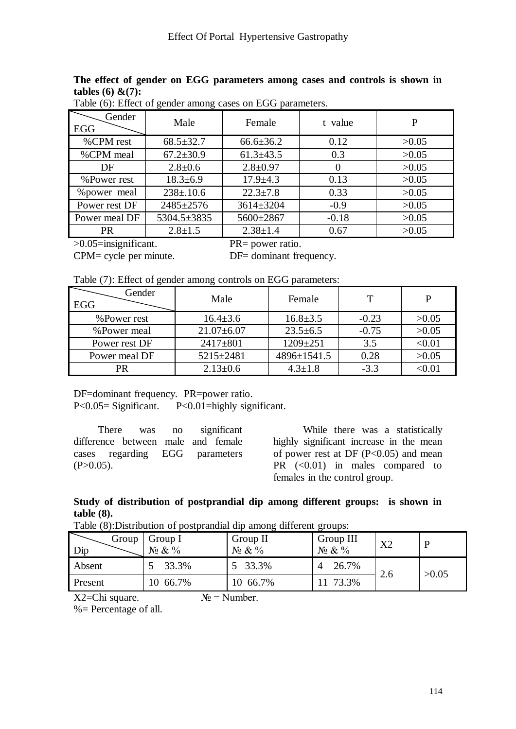**The effect of gender on EGG parameters among cases and controls is shown in tables (6) &(7):**

Table (6): Effect of gender among cases on EGG parameters.

| Gender / EGG | Male | Female | t value | P |
|---|---|---|---|---|
| %CPM rest | 68.5±32.7 | 66.6±36.2 | 0.12 | >0.05 |
| %CPM meal | 67.2±30.9 | 61.3±43.5 | 0.3 | >0.05 |
| DF | 2.8±0.6 | 2.8±0.97 | 0 | >0.05 |
| %Power rest | 18.3±6.9 | 17.9±4.3 | 0.13 | >0.05 |
| %power meal | 238±.10.6 | 22.3±7.8 | 0.33 | >0.05 |
| Power rest DF | 2485±2576 | 3614±3204 | -0.9 | >0.05 |
| Power meal DF | 5304.5±3835 | 5600±2867 | -0.18 | >0.05 |
| PR | 2.8±1.5 | 2.38±1.4 | 0.67 | >0.05 |

>0.05=insignificant. PR= power ratio.
CPM= cycle per minute. DF= dominant frequency.

Table (7): Effect of gender among controls on EGG parameters:

| Gender / EGG | Male | Female | T | P |
|---|---|---|---|---|
| %Power rest | 16.4±3.6 | 16.8±3.5 | -0.23 | >0.05 |
| %Power meal | 21.07±6.07 | 23.5±6.5 | -0.75 | >0.05 |
| Power rest DF | 2417±801 | 1209±251 | 3.5 | <0.01 |
| Power meal DF | 5215±2481 | 4896±1541.5 | 0.28 | >0.05 |
| PR | 2.13±0.6 | 4.3±1.8 | -3.3 | <0.01 |

DF=dominant frequency. PR=power ratio.
P<0.05= Significant. P<0.01=highly significant.

There was no significant difference between male and female cases regarding EGG parameters (P>0.05).

While there was a statistically highly significant increase in the mean of power rest at DF (P<0.05) and mean PR (<0.01) in males compared to females in the control group.

**Study of distribution of postprandial dip among different groups: is shown in table (8).**

Table (8):Distribution of postprandial dip among different groups:

| Group / Dip | Group I № & % | Group II № & % | Group III № & % | X2 | P |
|---|---|---|---|---|---|
| Absent | 5 33.3% | 5 33.3% | 4 26.7% | 2.6 | >0.05 |
| Present | 10 66.7% | 10 66.7% | 11 73.3% | | |

X2=Chi square. № = Number.
%= Percentage of all.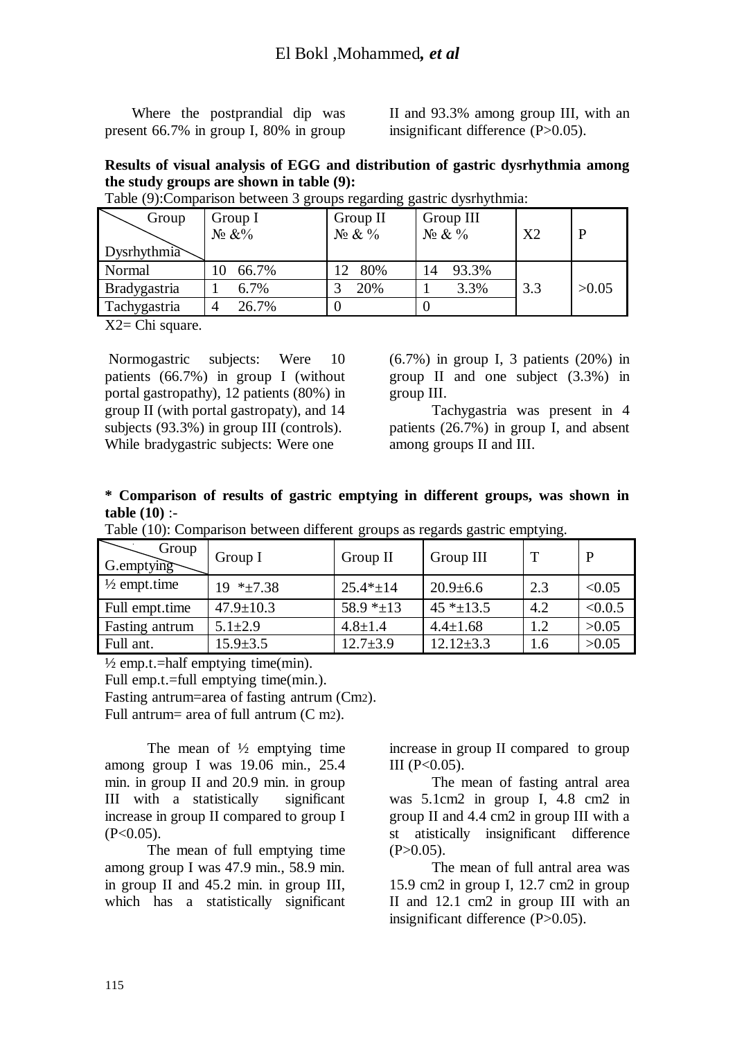Where the postprandial dip was present 66.7% in group I, 80% in group II and 93.3% among group III, with an insignificant difference (P>0.05).

**Results of visual analysis of EGG and distribution of gastric dysrhythmia among the study groups are shown in table (9):**

Table (9):Comparison between 3 groups regarding gastric dysrhythmia:

| Group / Dysrhythmia | Group I № &% | Group II № & % | Group III № & % | X2 | P |
|---|---|---|---|---|---|
| Normal | 10 66.7% | 12 80% | 14 93.3% | 3.3 | >0.05 |
| Bradygastria | 1 6.7% | 3 20% | 1 3.3% | | |
| Tachygastria | 4 26.7% | 0 | 0 | | |

X2= Chi square.

Normogastric subjects: Were 10 patients (66.7%) in group I (without portal gastropathy), 12 patients (80%) in group II (with portal gastropaty), and 14 subjects (93.3%) in group III (controls). While bradygastric subjects: Were one (6.7%) in group I, 3 patients (20%) in group II and one subject (3.3%) in group III.

Tachygastria was present in 4 patients (26.7%) in group I, and absent among groups II and III.

**\* Comparison of results of gastric emptying in different groups, was shown in table (10)** :-

Table (10): Comparison between different groups as regards gastric emptying.

| Group / G.emptying | Group I | Group II | Group III | T | P |
|---|---|---|---|---|---|
| ½ empt.time | 19 *±7.38 | 25.4*±14 | 20.9±6.6 | 2.3 | <0.05 |
| Full empt.time | 47.9±10.3 | 58.9 *±13 | 45 *±13.5 | 4.2 | <0.0.5 |
| Fasting antrum | 5.1±2.9 | 4.8±1.4 | 4.4±1.68 | 1.2 | >0.05 |
| Full ant. | 15.9±3.5 | 12.7±3.9 | 12.12±3.3 | 1.6 | >0.05 |

½ emp.t.=half emptying time(min).

Full emp.t.=full emptying time(min.).

Fasting antrum=area of fasting antrum ($Cm^2$).

Full antrum= area of full antrum ($C m^2$).

The mean of ½ emptying time among group I was 19.06 min., 25.4 min. in group II and 20.9 min. in group III with a statistically significant increase in group II compared to group I (P<0.05).

The mean of full emptying time among group I was 47.9 min., 58.9 min. in group II and 45.2 min. in group III, which has a statistically significant increase in group II compared to group III (P<0.05).

The mean of fasting antral area was 5.1cm2 in group I, 4.8 cm2 in group II and 4.4 cm2 in group III with a st atistically insignificant difference (P>0.05).

The mean of full antral area was 15.9 cm2 in group I, 12.7 cm2 in group II and 12.1 cm2 in group III with an insignificant difference (P>0.05).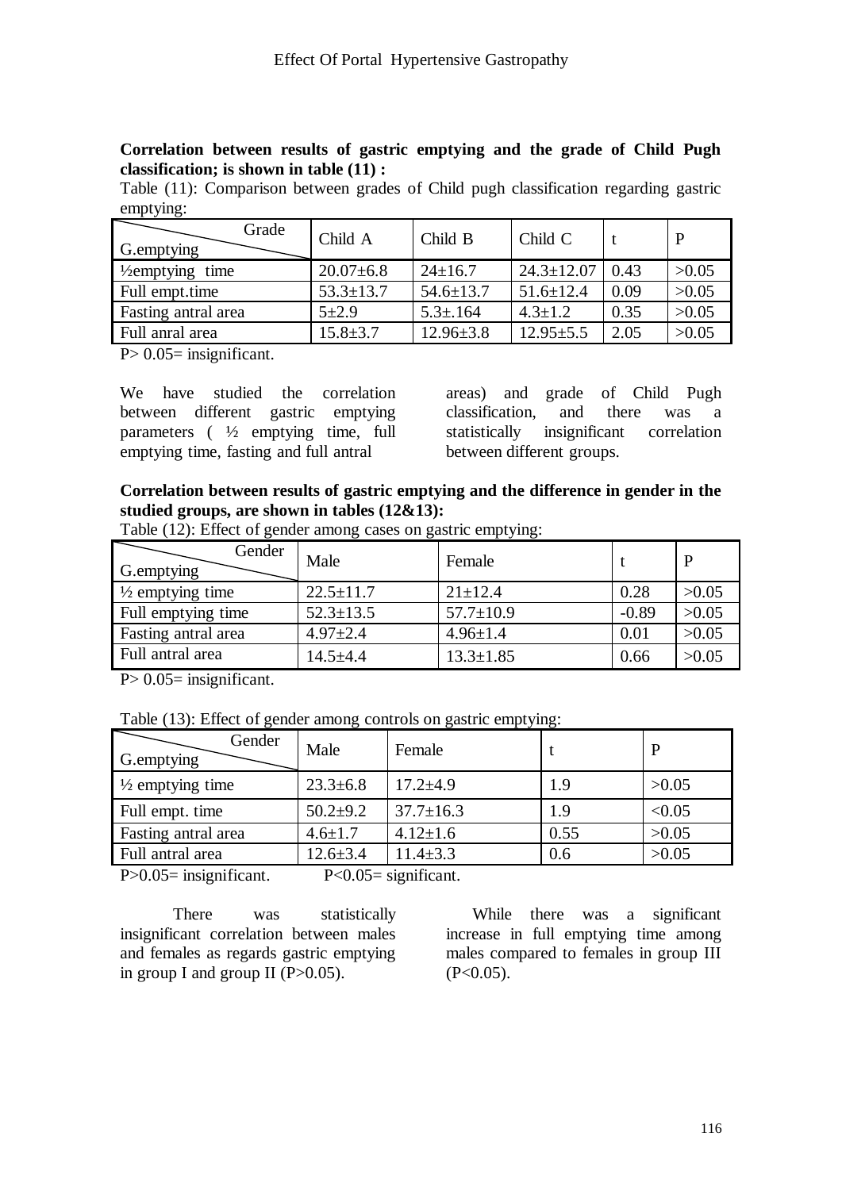**Correlation between results of gastric emptying and the grade of Child Pugh classification; is shown in table (11) :**

Table (11): Comparison between grades of Child pugh classification regarding gastric emptying:

| G.emptying / Grade | Child A | Child B | Child C | t | P |
|---|---|---|---|---|---|
| ½emptying time | 20.07±6.8 | 24±16.7 | 24.3±12.07 | 0.43 | >0.05 |
| Full empt.time | 53.3±13.7 | 54.6±13.7 | 51.6±12.4 | 0.09 | >0.05 |
| Fasting antral area | 5±2.9 | 5.3±.164 | 4.3±1.2 | 0.35 | >0.05 |
| Full anral area | 15.8±3.7 | 12.96±3.8 | 12.95±5.5 | 2.05 | >0.05 |

P> 0.05= insignificant.

We have studied the correlation between different gastric emptying parameters ( ½ emptying time, full emptying time, fasting and full antral areas) and grade of Child Pugh classification, and there was a statistically insignificant correlation between different groups.

**Correlation between results of gastric emptying and the difference in gender in the studied groups, are shown in tables (12&13):**

Table (12): Effect of gender among cases on gastric emptying:

| G.emptying / Gender | Male | Female | t | P |
|---|---|---|---|---|
| ½ emptying time | 22.5±11.7 | 21±12.4 | 0.28 | >0.05 |
| Full emptying time | 52.3±13.5 | 57.7±10.9 | -0.89 | >0.05 |
| Fasting antral area | 4.97±2.4 | 4.96±1.4 | 0.01 | >0.05 |
| Full antral area | 14.5±4.4 | 13.3±1.85 | 0.66 | >0.05 |

P> 0.05= insignificant.

Table (13): Effect of gender among controls on gastric emptying:

| G.emptying / Gender | Male | Female | t | P |
|---|---|---|---|---|
| ½ emptying time | 23.3±6.8 | 17.2±4.9 | 1.9 | >0.05 |
| Full empt. time | 50.2±9.2 | 37.7±16.3 | 1.9 | <0.05 |
| Fasting antral area | 4.6±1.7 | 4.12±1.6 | 0.55 | >0.05 |
| Full antral area | 12.6±3.4 | 11.4±3.3 | 0.6 | >0.05 |

P>0.05= insignificant. P<0.05= significant.

There was statistically insignificant correlation between males and females as regards gastric emptying in group I and group II (P>0.05).

While there was a significant increase in full emptying time among males compared to females in group III (P<0.05).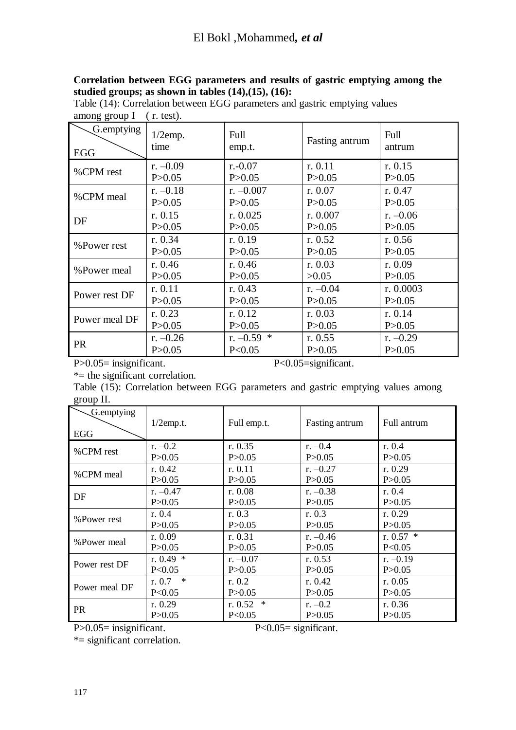**Correlation between EGG parameters and results of gastric emptying among the studied groups; as shown in tables (14),(15), (16):**

Table (14): Correlation between EGG parameters and gastric emptying values among group I ( r. test).

| EGG \ G.emptying | 1/2emp. time | Full emp.t. | Fasting antrum | Full antrum |
|---|---|---|---|---|
| %CPM rest | r. –0.09<br>P>0.05 | r.-0.07<br>P>0.05 | r. 0.11<br>P>0.05 | r. 0.15<br>P>0.05 |
| %CPM meal | r. –0.18<br>P>0.05 | r. –0.007<br>P>0.05 | r. 0.07<br>P>0.05 | r. 0.47<br>P>0.05 |
| DF | r. 0.15<br>P>0.05 | r. 0.025<br>P>0.05 | r. 0.007<br>P>0.05 | r. –0.06<br>P>0.05 |
| %Power rest | r. 0.34<br>P>0.05 | r. 0.19<br>P>0.05 | r. 0.52<br>P>0.05 | r. 0.56<br>P>0.05 |
| %Power meal | r. 0.46<br>P>0.05 | r. 0.46<br>P>0.05 | r. 0.03<br>>0.05 | r. 0.09<br>P>0.05 |
| Power rest DF | r. 0.11<br>P>0.05 | r. 0.43<br>P>0.05 | r. –0.04<br>P>0.05 | r. 0.0003<br>P>0.05 |
| Power meal DF | r. 0.23<br>P>0.05 | r. 0.12<br>P>0.05 | r. 0.03<br>P>0.05 | r. 0.14<br>P>0.05 |
| PR | r. –0.26<br>P>0.05 | r. –0.59 *<br>P<0.05 | r. 0.55<br>P>0.05 | r. –0.29<br>P>0.05 |

P>0.05= insignificant. P<0.05=significant.

*= the significant correlation.

Table (15): Correlation between EGG parameters and gastric emptying values among group II.

| EGG \ G.emptying | 1/2emp.t. | Full emp.t. | Fasting antrum | Full antrum |
|---|---|---|---|---|
| %CPM rest | r. –0.2<br>P>0.05 | r. 0.35<br>P>0.05 | r. –0.4<br>P>0.05 | r. 0.4<br>P>0.05 |
| %CPM meal | r. 0.42<br>P>0.05 | r. 0.11<br>P>0.05 | r. –0.27<br>P>0.05 | r. 0.29<br>P>0.05 |
| DF | r. –0.47<br>P>0.05 | r. 0.08<br>P>0.05 | r. –0.38<br>P>0.05 | r. 0.4<br>P>0.05 |
| %Power rest | r. 0.4<br>P>0.05 | r. 0.3<br>P>0.05 | r. 0.3<br>P>0.05 | r. 0.29<br>P>0.05 |
| %Power meal | r. 0.09<br>P>0.05 | r. 0.31<br>P>0.05 | r. –0.46<br>P>0.05 | r. 0.57 *<br>P<0.05 |
| Power rest DF | r. 0.49 *<br>P<0.05 | r. –0.07<br>P>0.05 | r. 0.53<br>P>0.05 | r. –0.19<br>P>0.05 |
| Power meal DF | r. 0.7 *<br>P<0.05 | r. 0.2<br>P>0.05 | r. 0.42<br>P>0.05 | r. 0.05<br>P>0.05 |
| PR | r. 0.29<br>P>0.05 | r. 0.52 *<br>P<0.05 | r. –0.2<br>P>0.05 | r. 0.36<br>P>0.05 |

P>0.05= insignificant. P<0.05= significant.

*= significant correlation.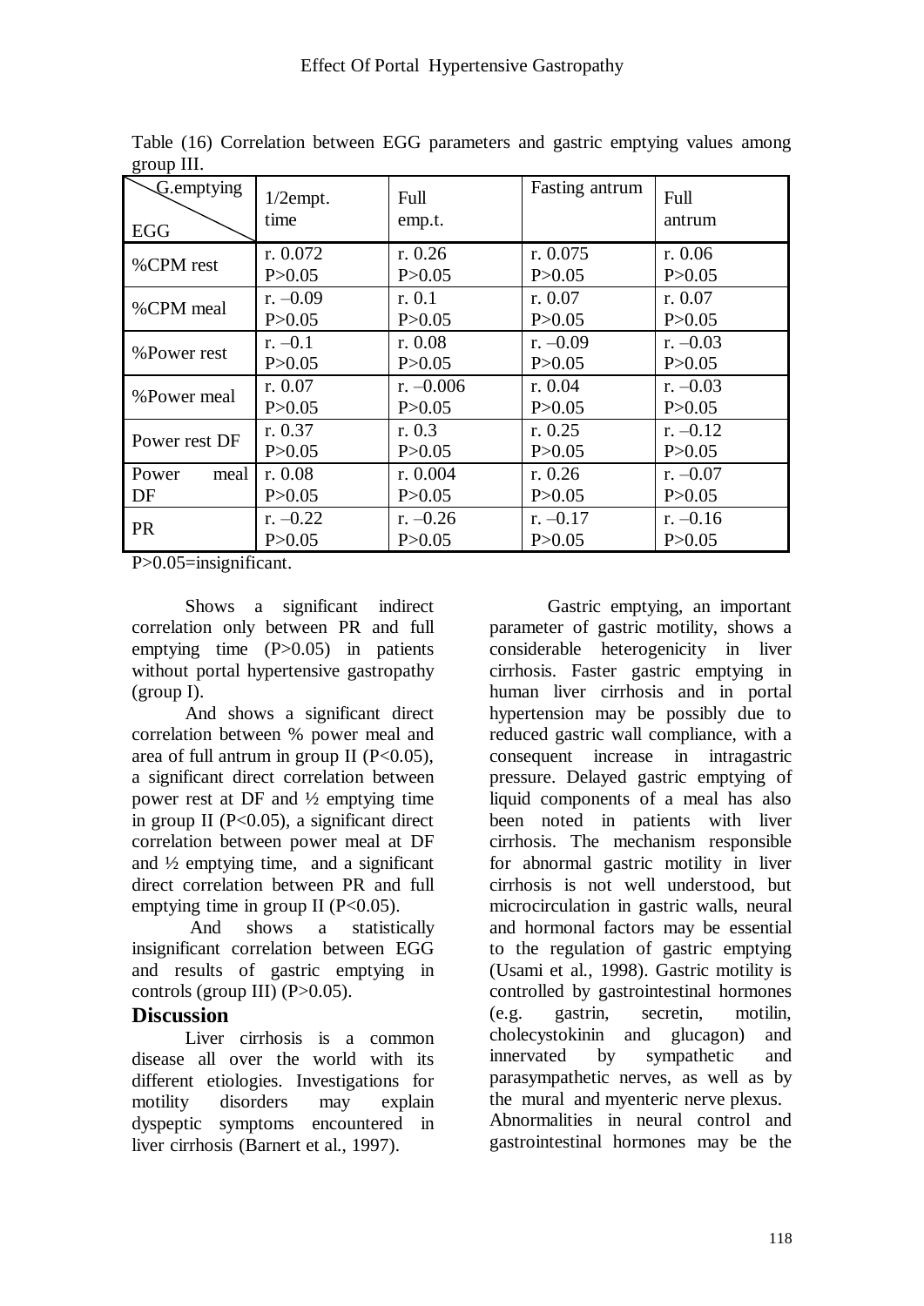Table (16) Correlation between EGG parameters and gastric emptying values among group III.

| G.emptying / EGG | 1/2empt. time | Full emp.t. | Fasting antrum | Full antrum |
|---|---|---|---|---|
| %CPM rest | r. 0.072<br>P>0.05 | r. 0.26<br>P>0.05 | r. 0.075<br>P>0.05 | r. 0.06<br>P>0.05 |
| %CPM meal | r. –0.09<br>P>0.05 | r. 0.1<br>P>0.05 | r. 0.07<br>P>0.05 | r. 0.07<br>P>0.05 |
| %Power rest | r. –0.1<br>P>0.05 | r. 0.08<br>P>0.05 | r. –0.09<br>P>0.05 | r. –0.03<br>P>0.05 |
| %Power meal | r. 0.07<br>P>0.05 | r. –0.006<br>P>0.05 | r. 0.04<br>P>0.05 | r. –0.03<br>P>0.05 |
| Power rest DF | r. 0.37<br>P>0.05 | r. 0.3<br>P>0.05 | r. 0.25<br>P>0.05 | r. –0.12<br>P>0.05 |
| Power meal DF | r. 0.08<br>P>0.05 | r. 0.004<br>P>0.05 | r. 0.26<br>P>0.05 | r. –0.07<br>P>0.05 |
| PR | r. –0.22<br>P>0.05 | r. –0.26<br>P>0.05 | r. –0.17<br>P>0.05 | r. –0.16<br>P>0.05 |

P>0.05=insignificant.

Shows a significant indirect correlation only between PR and full emptying time (P>0.05) in patients without portal hypertensive gastropathy (group I).

And shows a significant direct correlation between % power meal and area of full antrum in group II (P<0.05), a significant direct correlation between power rest at DF and ½ emptying time in group II (P<0.05), a significant direct correlation between power meal at DF and ½ emptying time, and a significant direct correlation between PR and full emptying time in group II (P<0.05).

And shows a statistically insignificant correlation between EGG and results of gastric emptying in controls (group III) (P>0.05).

## Discussion

Liver cirrhosis is a common disease all over the world with its different etiologies. Investigations for motility disorders may explain dyspeptic symptoms encountered in liver cirrhosis (Barnert et al., 1997).

Gastric emptying, an important parameter of gastric motility, shows a considerable heterogenicity in liver cirrhosis. Faster gastric emptying in human liver cirrhosis and in portal hypertension may be possibly due to reduced gastric wall compliance, with a consequent increase in intragastric pressure. Delayed gastric emptying of liquid components of a meal has also been noted in patients with liver cirrhosis. The mechanism responsible for abnormal gastric motility in liver cirrhosis is not well understood, but microcirculation in gastric walls, neural and hormonal factors may be essential to the regulation of gastric emptying (Usami et al., 1998). Gastric motility is controlled by gastrointestinal hormones (e.g. gastrin, secretin, motilin, cholecystokinin and glucagon) and innervated by sympathetic and parasympathetic nerves, as well as by the mural and myenteric nerve plexus. Abnormalities in neural control and gastrointestinal hormones may be the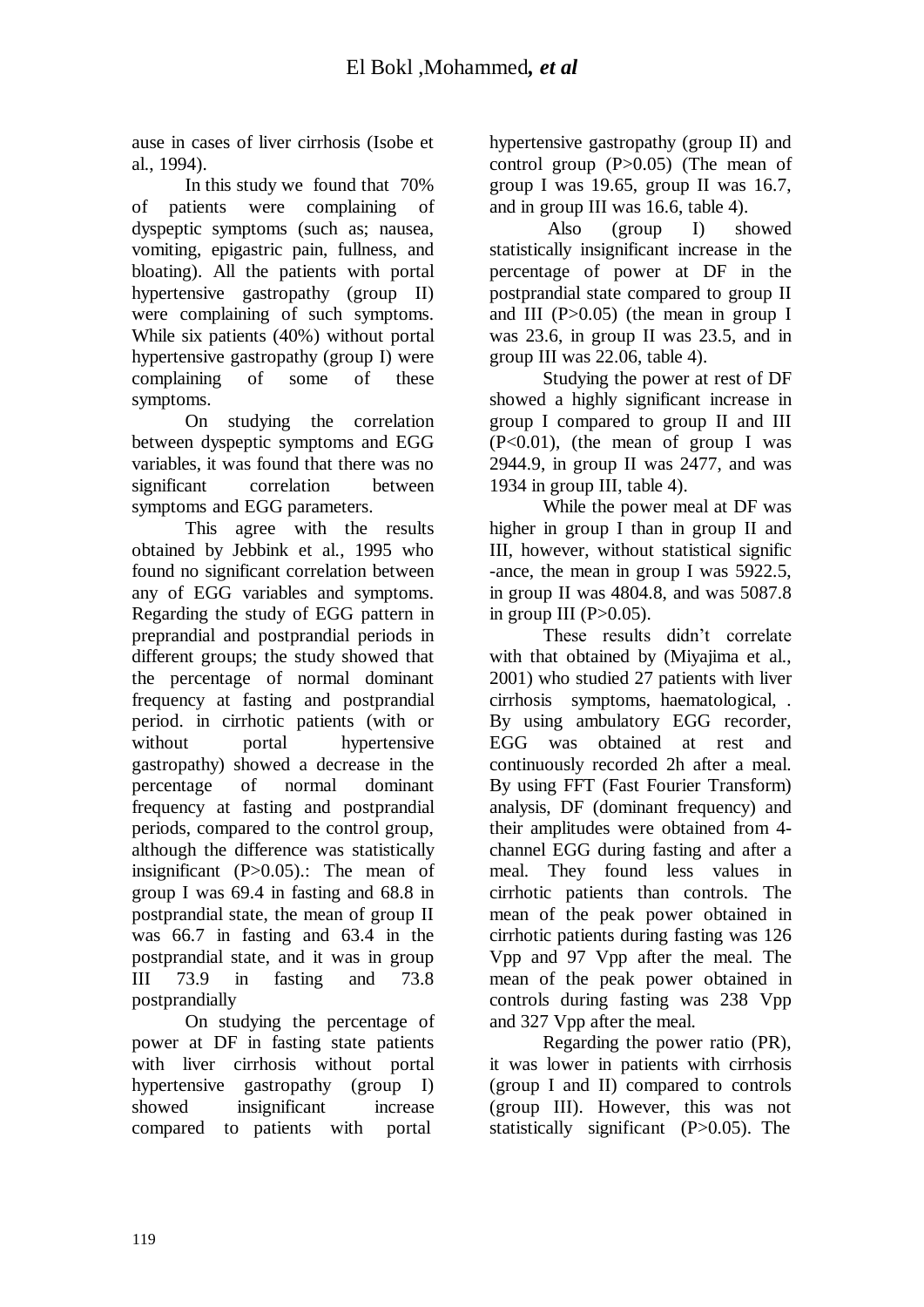ause in cases of liver cirrhosis (Isobe et al., 1994).

In this study we found that 70% of patients were complaining of dyspeptic symptoms (such as; nausea, vomiting, epigastric pain, fullness, and bloating). All the patients with portal hypertensive gastropathy (group II) were complaining of such symptoms. While six patients (40%) without portal hypertensive gastropathy (group I) were complaining of some of these symptoms.

On studying the correlation between dyspeptic symptoms and EGG variables, it was found that there was no significant correlation between symptoms and EGG parameters.

This agree with the results obtained by Jebbink et al., 1995 who found no significant correlation between any of EGG variables and symptoms. Regarding the study of EGG pattern in preprandial and postprandial periods in different groups; the study showed that the percentage of normal dominant frequency at fasting and postprandial period. in cirrhotic patients (with or without portal hypertensive gastropathy) showed a decrease in the percentage of normal dominant frequency at fasting and postprandial periods, compared to the control group, although the difference was statistically insignificant (P>0.05).: The mean of group I was 69.4 in fasting and 68.8 in postprandial state, the mean of group II was 66.7 in fasting and 63.4 in the postprandial state, and it was in group III 73.9 in fasting and 73.8 postprandially

On studying the percentage of power at DF in fasting state patients with liver cirrhosis without portal hypertensive gastropathy (group I) showed insignificant increase compared to patients with portal hypertensive gastropathy (group II) and control group (P>0.05) (The mean of group I was 19.65, group II was 16.7, and in group III was 16.6, table 4).

Also (group I) showed statistically insignificant increase in the percentage of power at DF in the postprandial state compared to group II and III (P>0.05) (the mean in group I was 23.6, in group II was 23.5, and in group III was 22.06, table 4).

Studying the power at rest of DF showed a highly significant increase in group I compared to group II and III (P<0.01), (the mean of group I was 2944.9, in group II was 2477, and was 1934 in group III, table 4).

While the power meal at DF was higher in group I than in group II and III, however, without statistical signific -ance, the mean in group I was 5922.5, in group II was 4804.8, and was 5087.8 in group III (P>0.05).

These results didn't correlate with that obtained by (Miyajima et al., 2001) who studied 27 patients with liver cirrhosis symptoms, haematological, . By using ambulatory EGG recorder, EGG was obtained at rest and continuously recorded 2h after a meal. By using FFT (Fast Fourier Transform) analysis, DF (dominant frequency) and their amplitudes were obtained from 4-channel EGG during fasting and after a meal. They found less values in cirrhotic patients than controls. The mean of the peak power obtained in cirrhotic patients during fasting was 126 Vpp and 97 Vpp after the meal. The mean of the peak power obtained in controls during fasting was 238 Vpp and 327 Vpp after the meal.

Regarding the power ratio (PR), it was lower in patients with cirrhosis (group I and II) compared to controls (group III). However, this was not statistically significant (P>0.05). The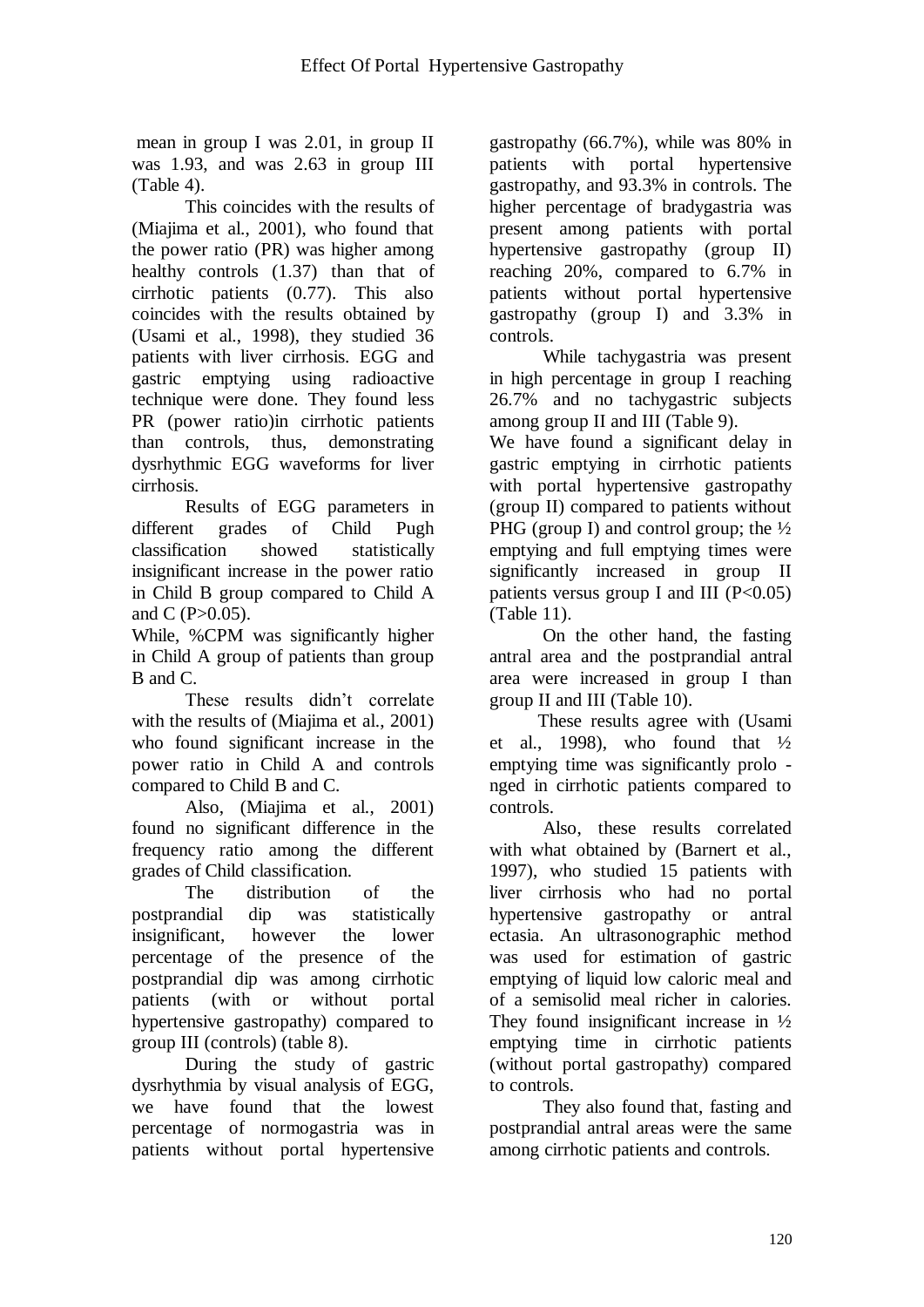mean in group I was 2.01, in group II was 1.93, and was 2.63 in group III (Table 4).

This coincides with the results of (Miajima et al., 2001), who found that the power ratio (PR) was higher among healthy controls (1.37) than that of cirrhotic patients (0.77). This also coincides with the results obtained by (Usami et al., 1998), they studied 36 patients with liver cirrhosis. EGG and gastric emptying using radioactive technique were done. They found less PR (power ratio)in cirrhotic patients than controls, thus, demonstrating dysrhythmic EGG waveforms for liver cirrhosis.

Results of EGG parameters in different grades of Child Pugh classification showed statistically insignificant increase in the power ratio in Child B group compared to Child A and C ($P>0.05$).

While, %CPM was significantly higher in Child A group of patients than group B and C.

These results didn't correlate with the results of (Miajima et al., 2001) who found significant increase in the power ratio in Child A and controls compared to Child B and C.

Also, (Miajima et al., 2001) found no significant difference in the frequency ratio among the different grades of Child classification.

The distribution of the postprandial dip was statistically insignificant, however the lower percentage of the presence of the postprandial dip was among cirrhotic patients (with or without portal hypertensive gastropathy) compared to group III (controls) (table 8).

During the study of gastric dysrhythmia by visual analysis of EGG, we have found that the lowest percentage of normogastria was in patients without portal hypertensive gastropathy (66.7%), while was 80% in patients with portal hypertensive gastropathy, and 93.3% in controls. The higher percentage of bradygastria was present among patients with portal hypertensive gastropathy (group II) reaching 20%, compared to 6.7% in patients without portal hypertensive gastropathy (group I) and 3.3% in controls.

While tachygastria was present in high percentage in group I reaching 26.7% and no tachygastric subjects among group II and III (Table 9).

We have found a significant delay in gastric emptying in cirrhotic patients with portal hypertensive gastropathy (group II) compared to patients without PHG (group I) and control group; the ½ emptying and full emptying times were significantly increased in group II patients versus group I and III ($P<0.05$) (Table 11).

On the other hand, the fasting antral area and the postprandial antral area were increased in group I than group II and III (Table 10).

These results agree with (Usami et al., 1998), who found that ½ emptying time was significantly prolonged in cirrhotic patients compared to controls.

Also, these results correlated with what obtained by (Barnert et al., 1997), who studied 15 patients with liver cirrhosis who had no portal hypertensive gastropathy or antral ectasia. An ultrasonographic method was used for estimation of gastric emptying of liquid low caloric meal and of a semisolid meal richer in calories. They found insignificant increase in ½ emptying time in cirrhotic patients (without portal gastropathy) compared to controls.

They also found that, fasting and postprandial antral areas were the same among cirrhotic patients and controls.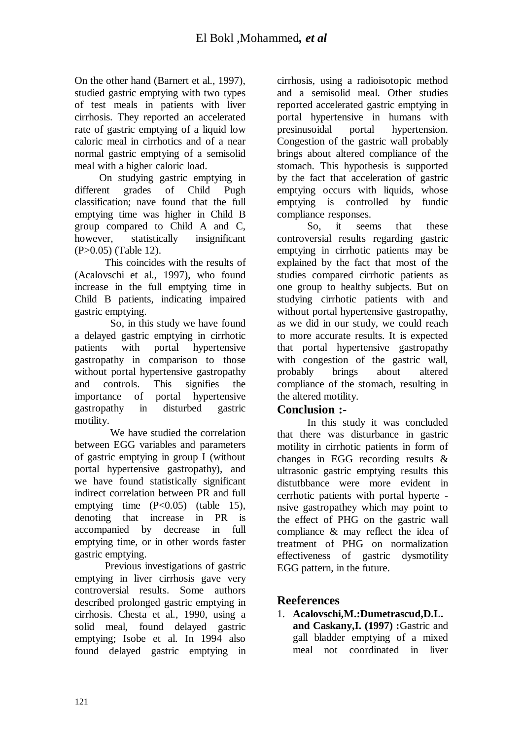On the other hand (Barnert et al., 1997), studied gastric emptying with two types of test meals in patients with liver cirrhosis. They reported an accelerated rate of gastric emptying of a liquid low caloric meal in cirrhotics and of a near normal gastric emptying of a semisolid meal with a higher caloric load.

On studying gastric emptying in different grades of Child Pugh classification; nave found that the full emptying time was higher in Child B group compared to Child A and C, however, statistically insignificant (P>0.05) (Table 12).

This coincides with the results of (Acalovschi et al., 1997), who found increase in the full emptying time in Child B patients, indicating impaired gastric emptying.

So, in this study we have found a delayed gastric emptying in cirrhotic patients with portal hypertensive gastropathy in comparison to those without portal hypertensive gastropathy and controls. This signifies the importance of portal hypertensive gastropathy in disturbed gastric motility.

We have studied the correlation between EGG variables and parameters of gastric emptying in group I (without portal hypertensive gastropathy), and we have found statistically significant indirect correlation between PR and full emptying time (P<0.05) (table 15), denoting that increase in PR is accompanied by decrease in full emptying time, or in other words faster gastric emptying.

Previous investigations of gastric emptying in liver cirrhosis gave very controversial results. Some authors described prolonged gastric emptying in cirrhosis. Chesta et al., 1990, using a solid meal, found delayed gastric emptying; Isobe et al. In 1994 also found delayed gastric emptying in cirrhosis, using a radioisotopic method and a semisolid meal. Other studies reported accelerated gastric emptying in portal hypertensive in humans with presinusoidal portal hypertension. Congestion of the gastric wall probably brings about altered compliance of the stomach. This hypothesis is supported by the fact that acceleration of gastric emptying occurs with liquids, whose emptying is controlled by fundic compliance responses.

So, it seems that these controversial results regarding gastric emptying in cirrhotic patients may be explained by the fact that most of the studies compared cirrhotic patients as one group to healthy subjects. But on studying cirrhotic patients with and without portal hypertensive gastropathy, as we did in our study, we could reach to more accurate results. It is expected that portal hypertensive gastropathy with congestion of the gastric wall, probably brings about altered compliance of the stomach, resulting in the altered motility.

## Conclusion :-

In this study it was concluded that there was disturbance in gastric motility in cirrhotic patients in form of changes in EGG recording results & ultrasonic gastric emptying results this distutbbance were more evident in cerrhotic patients with portal hyperte - nsive gastropathey which may point to the effect of PHG on the gastric wall compliance & may reflect the idea of treatment of PHG on normalization effectiveness of gastric dysmotility EGG pattern, in the future.

## Reeferences

1. **Acalovschi,M.:Dumetrascud,D.L. and Caskany,I. (1997) :**Gastric and gall bladder emptying of a mixed meal not coordinated in liver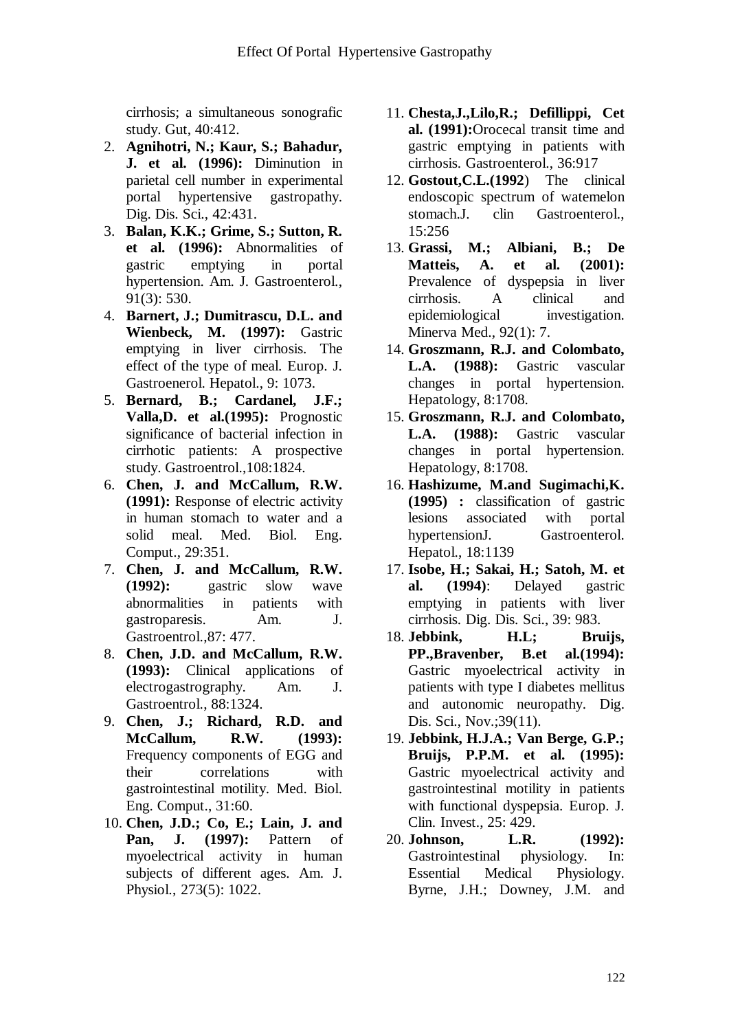cirrhosis; a simultaneous sonografic study. Gut, 40:412.

2. **Agnihotri, N.; Kaur, S.; Bahadur, J. et al. (1996):** Diminution in parietal cell number in experimental portal hypertensive gastropathy. Dig. Dis. Sci., 42:431.
3. **Balan, K.K.; Grime, S.; Sutton, R. et al. (1996):** Abnormalities of gastric emptying in portal hypertension. Am. J. Gastroenterol., 91(3): 530.
4. **Barnert, J.; Dumitrascu, D.L. and Wienbeck, M. (1997):** Gastric emptying in liver cirrhosis. The effect of the type of meal. Europ. J. Gastroenerol. Hepatol., 9: 1073.
5. **Bernard, B.; Cardanel, J.F.; Valla,D. et al.(1995):** Prognostic significance of bacterial infection in cirrhotic patients: A prospective study. Gastroentrol.,108:1824.
6. **Chen, J. and McCallum, R.W. (1991):** Response of electric activity in human stomach to water and a solid meal. Med. Biol. Eng. Comput., 29:351.
7. **Chen, J. and McCallum, R.W. (1992):** gastric slow wave abnormalities in patients with gastroparesis. Am. J. Gastroentrol.,87: 477.
8. **Chen, J.D. and McCallum, R.W. (1993):** Clinical applications of electrogastrography. Am. J. Gastroentrol., 88:1324.
9. **Chen, J.; Richard, R.D. and McCallum, R.W. (1993):** Frequency components of EGG and their correlations with gastrointestinal motility. Med. Biol. Eng. Comput., 31:60.
10. **Chen, J.D.; Co, E.; Lain, J. and Pan, J. (1997):** Pattern of myoelectrical activity in human subjects of different ages. Am. J. Physiol., 273(5): 1022.
11. **Chesta,J.,Lilo,R.; Defillippi, Cet al. (1991):**Orocecal transit time and gastric emptying in patients with cirrhosis. Gastroenterol., 36:917
12. **Gostout,C.L.(1992**) The clinical endoscopic spectrum of watemelon stomach.J. clin Gastroenterol., 15:256
13. **Grassi, M.; Albiani, B.; De Matteis, A. et al. (2001):** Prevalence of dyspepsia in liver cirrhosis. A clinical and epidemiological investigation. Minerva Med., 92(1): 7.
14. **Groszmann, R.J. and Colombato, L.A. (1988):** Gastric vascular changes in portal hypertension. Hepatology, 8:1708.
15. **Groszmann, R.J. and Colombato, L.A. (1988):** Gastric vascular changes in portal hypertension. Hepatology, 8:1708.
16. **Hashizume, M.and Sugimachi,K. (1995) :** classification of gastric lesions associated with portal hypertensionJ. Gastroenterol. Hepatol., 18:1139
17. **Isobe, H.; Sakai, H.; Satoh, M. et al. (1994)**: Delayed gastric emptying in patients with liver cirrhosis. Dig. Dis. Sci., 39: 983.
18. **Jebbink, H.L; Bruijs, PP.,Bravenber, B.et al.(1994):** Gastric myoelectrical activity in patients with type I diabetes mellitus and autonomic neuropathy. Dig. Dis. Sci., Nov.;39(11).
19. **Jebbink, H.J.A.; Van Berge, G.P.; Bruijs, P.P.M. et al. (1995):** Gastric myoelectrical activity and gastrointestinal motility in patients with functional dyspepsia. Europ. J. Clin. Invest., 25: 429.
20. **Johnson, L.R. (1992):** Gastrointestinal physiology. In: Essential Medical Physiology. Byrne, J.H.; Downey, J.M. and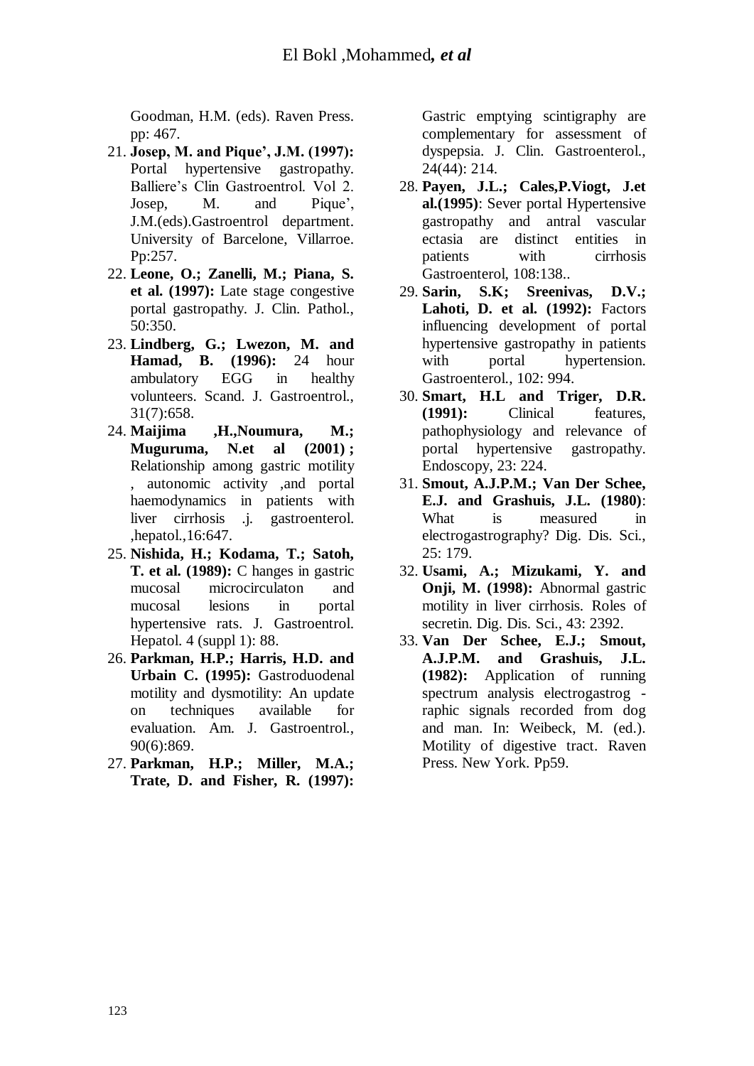Goodman, H.M. (eds). Raven Press. pp: 467.

21. **Josep, M. and Pique', J.M. (1997):** Portal hypertensive gastropathy. Balliere's Clin Gastroentrol. Vol 2. Josep, M. and Pique', J.M.(eds).Gastroentrol department. University of Barcelone, Villarroe. Pp:257.
22. **Leone, O.; Zanelli, M.; Piana, S. et al. (1997):** Late stage congestive portal gastropathy. J. Clin. Pathol., 50:350.
23. **Lindberg, G.; Lwezon, M. and Hamad, B. (1996):** 24 hour ambulatory EGG in healthy volunteers. Scand. J. Gastroentrol., 31(7):658.
24. **Maijima ,H.,Noumura, M.; Muguruma, N.et al (2001) ;** Relationship among gastric motility , autonomic activity ,and portal haemodynamics in patients with liver cirrhosis .j. gastroenterol. ,hepatol.,16:647.
25. **Nishida, H.; Kodama, T.; Satoh, T. et al. (1989):** C hanges in gastric mucosal microcirculaton and mucosal lesions in portal hypertensive rats. J. Gastroentrol. Hepatol. 4 (suppl 1): 88.
26. **Parkman, H.P.; Harris, H.D. and Urbain C. (1995):** Gastroduodenal motility and dysmotility: An update on techniques available for evaluation. Am. J. Gastroentrol., 90(6):869.
27. **Parkman, H.P.; Miller, M.A.; Trate, D. and Fisher, R. (1997):** Gastric emptying scintigraphy are complementary for assessment of dyspepsia. J. Clin. Gastroenterol., 24(44): 214.
28. **Payen, J.L.; Cales,P.Viogt, J.et al.(1995)**: Sever portal Hypertensive gastropathy and antral vascular ectasia are distinct entities in patients with cirrhosis Gastroenterol, 108:138..
29. **Sarin, S.K; Sreenivas, D.V.; Lahoti, D. et al. (1992):** Factors influencing development of portal hypertensive gastropathy in patients with portal hypertension. Gastroenterol., 102: 994.
30. **Smart, H.L and Triger, D.R. (1991):** Clinical features, pathophysiology and relevance of portal hypertensive gastropathy. Endoscopy, 23: 224.
31. **Smout, A.J.P.M.; Van Der Schee, E.J. and Grashuis, J.L. (1980)**: What is measured in electrogastrography? Dig. Dis. Sci., 25: 179.
32. **Usami, A.; Mizukami, Y. and Onji, M. (1998):** Abnormal gastric motility in liver cirrhosis. Roles of secretin. Dig. Dis. Sci., 43: 2392.
33. **Van Der Schee, E.J.; Smout, A.J.P.M. and Grashuis, J.L. (1982):** Application of running spectrum analysis electrogastrog - raphic signals recorded from dog and man. In: Weibeck, M. (ed.). Motility of digestive tract. Raven Press. New York. Pp59.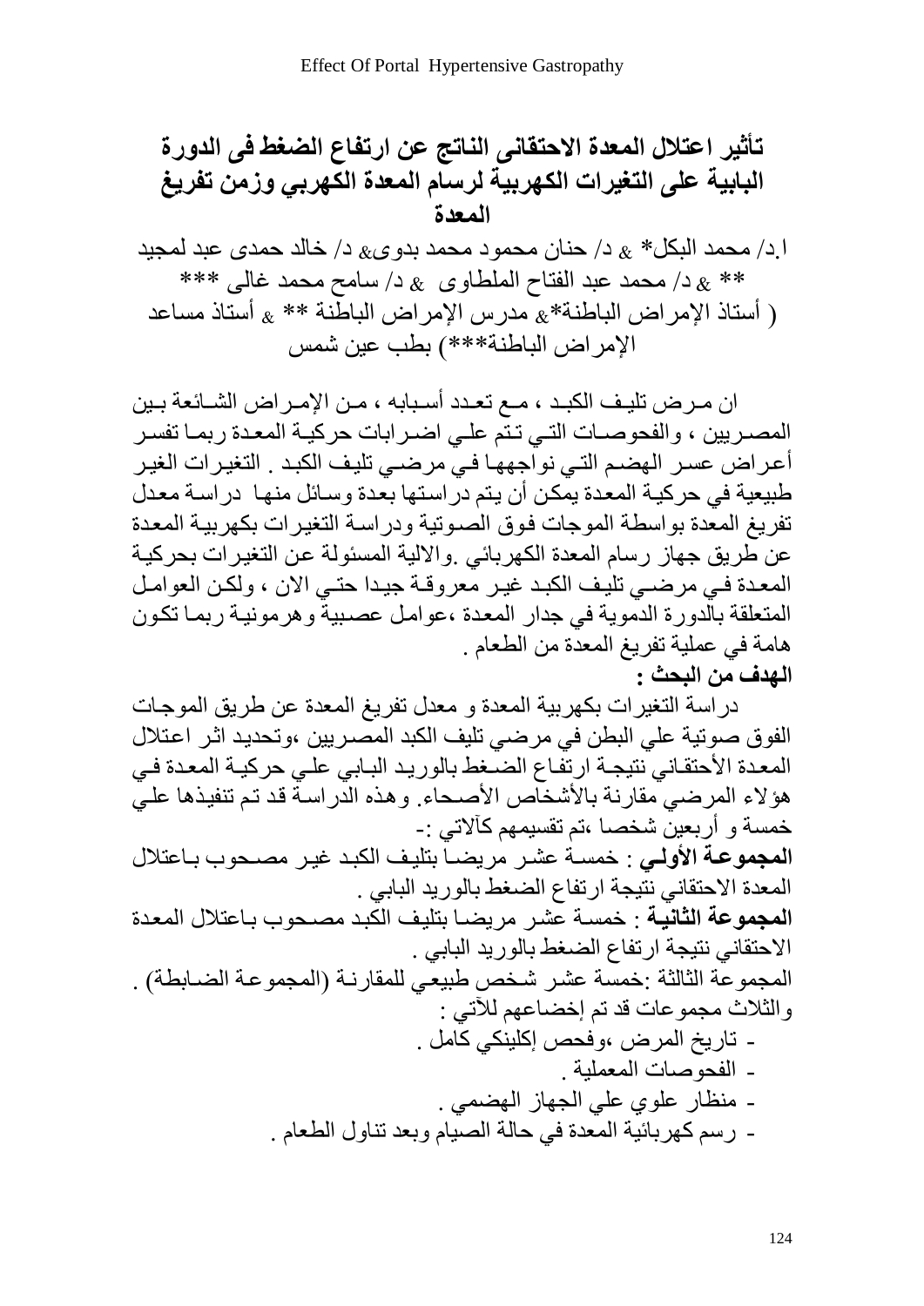# تأثير اعتلال المعدة الاحتقانى الناتج عن ارتفاع الضغط فى الدورة البابية على التغيرات الكهربية لرسام المعدة الكهربي وزمن تفريغ المعدة

ا.د/ محمد البكل* & د/ حنان محمود محمد بدوى& د/ خالد حمدى عبد لمجيد ** & د/ محمد عبد الفتاح الملطاوى & د/ سامح محمد غالى ***
( أستاذ الإمراض الباطنة*& مدرس الإمراض الباطنة ** & أستاذ مساعد الإمراض الباطنة***) بطب عين شمس

ان مـرض تليـف الكبـد ، مـع تعـدد أسـبابه ، مـن الإمـراض الشـائعة بـين المصـريين ، والفحوصـات التـي تـتم علـي اضـرابات حركيـة المعـدة ربمـا تفسـر أعـراض عسـر الهضـم التـي نواجهـا فـي مرضـي تليف الكبـد . التغيـرات الغيـر طبيعية في حركيـة المعدة يمكن أن يتم دراستها بعدة وسائل منهـا دراسـة معدل تفريغ المعدة بواسطة الموجات فوق الصوتية ودراسـة التغيرات بكهربيـة المعدة عن طريق جهاز رسام المعدة الكهربائي .والالية المسئولة عن التغيرات بحركيـة المعـدة فـي مرضـي تليـف الكبـد غيـر معروفـة جيـدا حتـي الان ، ولكـن العوامـل المتعلقة بالدورة الدموية في جدار المعدة ،عوامل عصبية وهرمونيـة ربمـا تكـون هامة في عملية تفريغ المعدة من الطعام .

**الهدف من البحث :**

دراسـة التغيرات بكهربية المعدة و معدل تفريغ المعدة عن طريق الموجـات الفوق صوتية علي البطن في مرضي تليف الكبد المصـريين ،وتحديد اثـر اعـتلال المعـدة الأحتقـاني نتيجـة ارتفـاع الضـغط بالوريـد البـابي علـي حركيـة المعـدة فـي هؤلاء المرضي مقارنـة بالأشخاص الأصـحاء. وهذه الدراسـة قد تم تنفيذها علـي خمسة و أربعين شخصـا ،تم تقسيمهم كالآتي :-

**المجموعـة الأولـي** : خمسـة عشـر مريضـا بتليـف الكبـد غيـر مصـحوب بـاعتلال المعدة الاحتقاني نتيجة ارتفاع الضغط بالوريد البابي .

**المجموعـة الثانيـة** : خمسـة عشـر مريضـا بتليـف الكبـد مصـحوب بـاعتلال المعـدة الاحتقاني نتيجة ارتفاع الضغط بالوريد البابي .

المجموعة الثالثة :خمسة عشـر شـخص طبيعـي للمقارنـة (المجموعـة الضـابطة) .

والثلاث مجموعات قد تم إخضاعهم للآتي :

- تاريخ المرض ،وفحص إكلينكي كامل .
- الفحوصات المعملية .
- منظار علوي علي الجهاز الهضمي .
- رسم كهربائية المعدة في حالة الصيام وبعد تناول الطعام .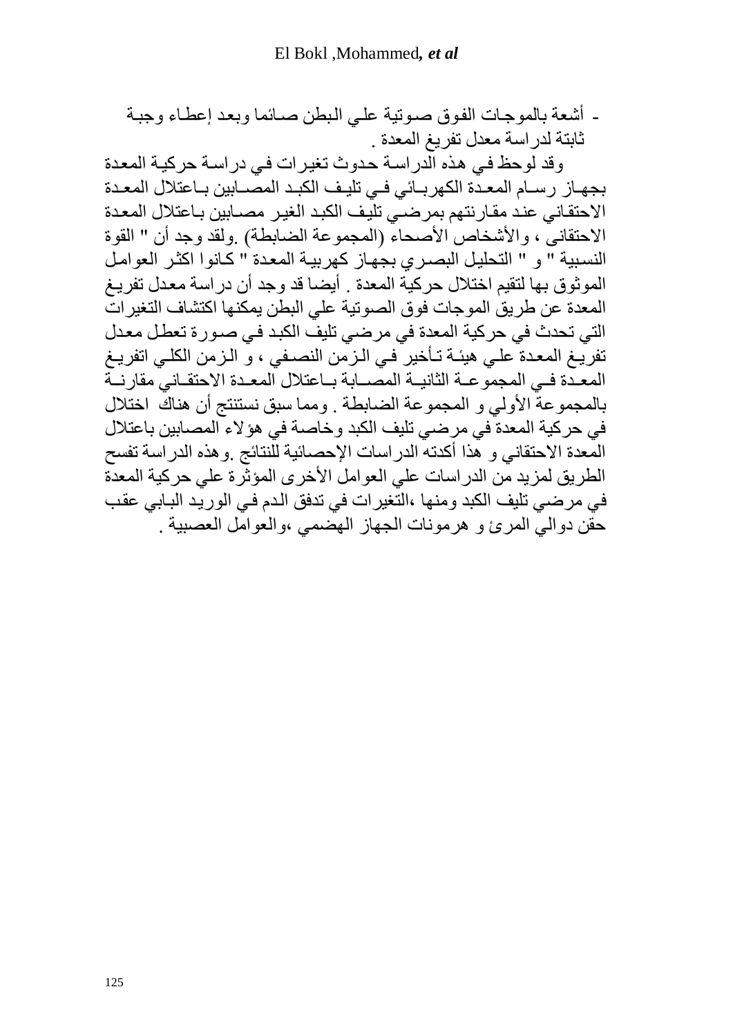- أشعة بالموجات الفوق صوتية علي البطن صائما وبعد إعطاء وجبة ثابتة لدراسة معدل تفريغ المعدة .

وقد لوحظ في هذه الدراسة حدوث تغيرات في دراسة حركية المعدة بجهاز رسام المعدة الكهربائي في تليف الكبد المصابين باعتلال المعدة الاحتقاني عند مقارنتهم بمرضي تليف الكبد الغير مصابين باعتلال المعدة الاحتقانى ، والأشخاص الأصحاء (المجموعة الضابطة) .ولقد وجد أن " القوة النسبية " و " التحليل البصري بجهاز كهربية المعدة " كانوا اكثر العوامل الموثوق بها لتقيم اختلال حركية المعدة . أيضا قد وجد أن دراسة معدل تفريغ المعدة عن طريق الموجات فوق الصوتية علي البطن يمكنها اكتشاف التغيرات التي تحدث في حركية المعدة في مرضي تليف الكبد في صورة تعطل معدل تفريغ المعدة علي هيئة تأخير في الزمن النصفي ، و الزمن الكلي اتفريغ المعدة في المجموعة الثانية المصابة باعتلال المعدة الاحتقاني مقارنة بالمجموعة الأولي و المجموعة الضابطة . ومما سبق نستنتج أن هناك اختلال في حركية المعدة في مرضي تليف الكبد وخاصة في هؤلاء المصابين باعتلال المعدة الاحتقاني و هذا أكدته الدراسات الإحصائية للنتائج .وهذه الدراسة تفسح الطريق لمزيد من الدراسات علي العوامل الأخرى المؤثرة علي حركية المعدة في مرضي تليف الكبد ومنها ،التغيرات في تدفق الدم في الوريد البابي عقب حقن دوالي المرئ و هرمونات الجهاز الهضمي ،والعوامل العصبية .